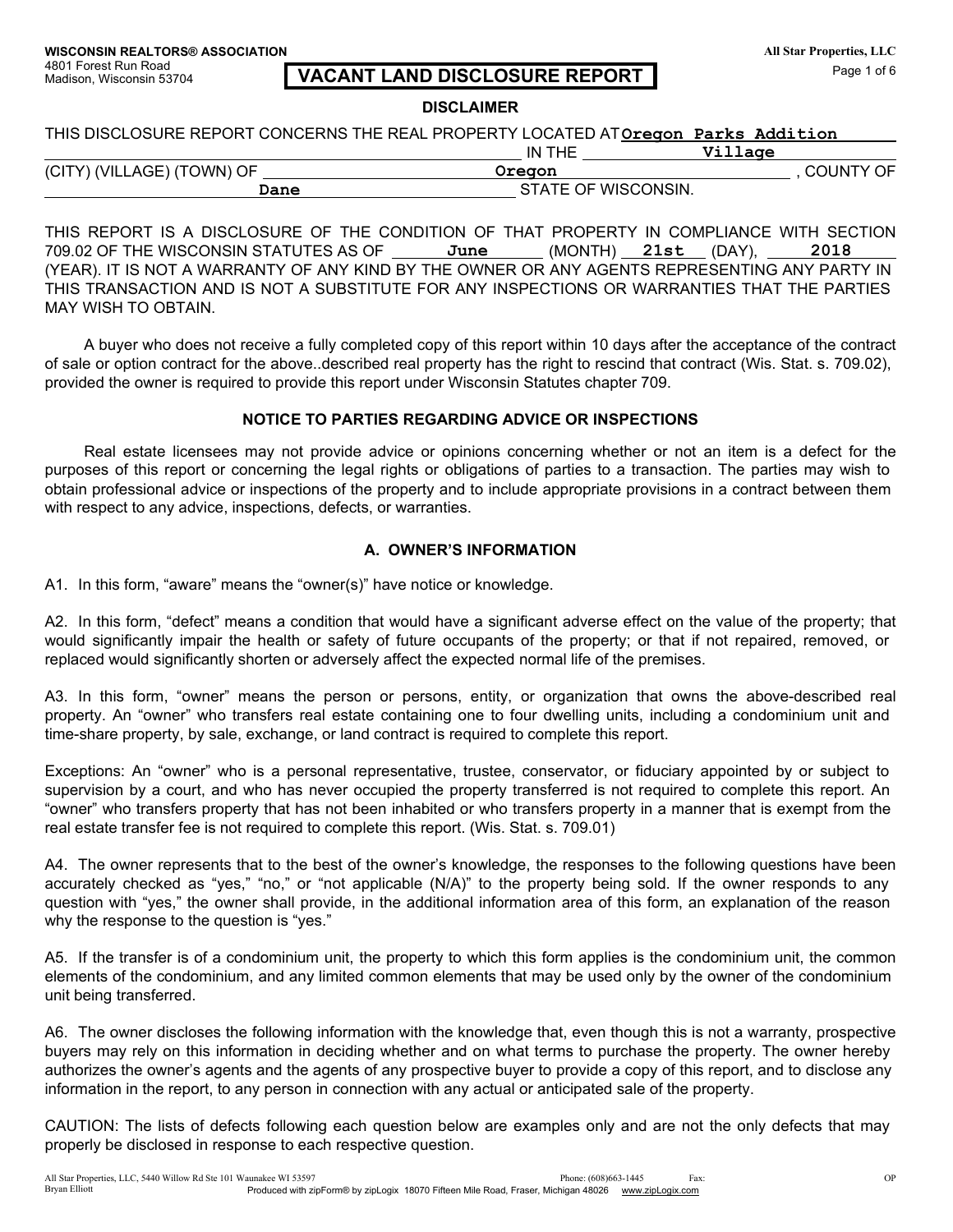WISCONSIN REALTORS® ASSOCIATION
4801 Forest Run Road
Madison, Wisconsin 53704

All Star Properties, LLC

# VACANT LAND DISCLOSURE REPORT

## DISCLAIMER

THIS DISCLOSURE REPORT CONCERNS THE REAL PROPERTY LOCATED AT **Oregon Parks Addition** IN THE **Village** (CITY) (VILLAGE) (TOWN) OF **Oregon**, COUNTY OF **Dane** STATE OF WISCONSIN.

THIS REPORT IS A DISCLOSURE OF THE CONDITION OF THAT PROPERTY IN COMPLIANCE WITH SECTION 709.02 OF THE WISCONSIN STATUTES AS OF **June** (MONTH) **21st** (DAY), **2018** (YEAR). IT IS NOT A WARRANTY OF ANY KIND BY THE OWNER OR ANY AGENTS REPRESENTING ANY PARTY IN THIS TRANSACTION AND IS NOT A SUBSTITUTE FOR ANY INSPECTIONS OR WARRANTIES THAT THE PARTIES MAY WISH TO OBTAIN.

A buyer who does not receive a fully completed copy of this report within 10 days after the acceptance of the contract of sale or option contract for the above..described real property has the right to rescind that contract (Wis. Stat. s. 709.02), provided the owner is required to provide this report under Wisconsin Statutes chapter 709.

## NOTICE TO PARTIES REGARDING ADVICE OR INSPECTIONS

Real estate licensees may not provide advice or opinions concerning whether or not an item is a defect for the purposes of this report or concerning the legal rights or obligations of parties to a transaction. The parties may wish to obtain professional advice or inspections of the property and to include appropriate provisions in a contract between them with respect to any advice, inspections, defects, or warranties.

## A. OWNER'S INFORMATION

A1. In this form, "aware" means the "owner(s)" have notice or knowledge.

A2. In this form, "defect" means a condition that would have a significant adverse effect on the value of the property; that would significantly impair the health or safety of future occupants of the property; or that if not repaired, removed, or replaced would significantly shorten or adversely affect the expected normal life of the premises.

A3. In this form, "owner" means the person or persons, entity, or organization that owns the above-described real property. An "owner" who transfers real estate containing one to four dwelling units, including a condominium unit and time-share property, by sale, exchange, or land contract is required to complete this report.

Exceptions: An "owner" who is a personal representative, trustee, conservator, or fiduciary appointed by or subject to supervision by a court, and who has never occupied the property transferred is not required to complete this report. An "owner" who transfers property that has not been inhabited or who transfers property in a manner that is exempt from the real estate transfer fee is not required to complete this report. (Wis. Stat. s. 709.01)

A4. The owner represents that to the best of the owner's knowledge, the responses to the following questions have been accurately checked as "yes," "no," or "not applicable (N/A)" to the property being sold. If the owner responds to any question with "yes," the owner shall provide, in the additional information area of this form, an explanation of the reason why the response to the question is "yes."

A5. If the transfer is of a condominium unit, the property to which this form applies is the condominium unit, the common elements of the condominium, and any limited common elements that may be used only by the owner of the condominium unit being transferred.

A6. The owner discloses the following information with the knowledge that, even though this is not a warranty, prospective buyers may rely on this information in deciding whether and on what terms to purchase the property. The owner hereby authorizes the owner's agents and the agents of any prospective buyer to provide a copy of this report, and to disclose any information in the report, to any person in connection with any actual or anticipated sale of the property.

CAUTION: The lists of defects following each question below are examples only and are not the only defects that may properly be disclosed in response to each respective question.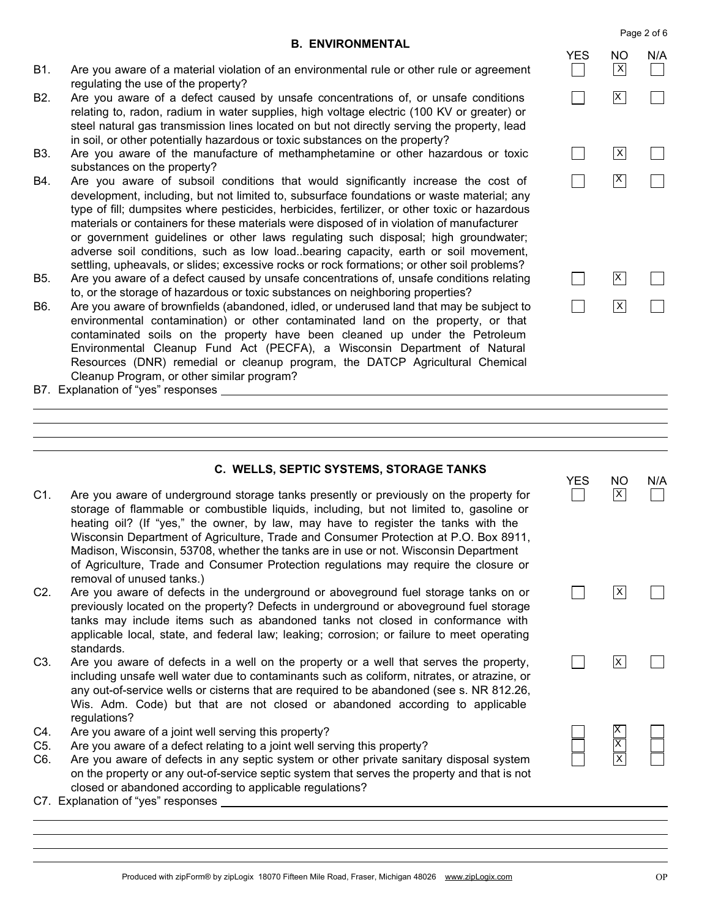## B. ENVIRONMENTAL

| | | YES | NO | N/A |
|---|---|---|---|---|
| B1. | Are you aware of a material violation of an environmental rule or other rule or agreement regulating the use of the property? | | X | |
| B2. | Are you aware of a defect caused by unsafe concentrations of, or unsafe conditions relating to, radon, radium in water supplies, high voltage electric (100 KV or greater) or steel natural gas transmission lines located on but not directly serving the property, lead in soil, or other potentially hazardous or toxic substances on the property? | | X | |
| B3. | Are you aware of the manufacture of methamphetamine or other hazardous or toxic substances on the property? | | X | |
| B4. | Are you aware of subsoil conditions that would significantly increase the cost of development, including, but not limited to, subsurface foundations or waste material; any type of fill; dumpsites where pesticides, herbicides, fertilizer, or other toxic or hazardous materials or containers for these materials were disposed of in violation of manufacturer or government guidelines or other laws regulating such disposal; high groundwater; adverse soil conditions, such as low load..bearing capacity, earth or soil movement, settling, upheavals, or slides; excessive rocks or rock formations; or other soil problems? | | X | |
| B5. | Are you aware of a defect caused by unsafe concentrations of, unsafe conditions relating to, or the storage of hazardous or toxic substances on neighboring properties? | | X | |
| B6. | Are you aware of brownfields (abandoned, idled, or underused land that may be subject to environmental contamination) or other contaminated land on the property, or that contaminated soils on the property have been cleaned up under the Petroleum Environmental Cleanup Fund Act (PECFA), a Wisconsin Department of Natural Resources (DNR) remedial or cleanup program, the DATCP Agricultural Chemical Cleanup Program, or other similar program? | | X | |

B7. Explanation of "yes" responses ______________________________

## C. WELLS, SEPTIC SYSTEMS, STORAGE TANKS

| | | YES | NO | N/A |
|---|---|---|---|---|
| C1. | Are you aware of underground storage tanks presently or previously on the property for storage of flammable or combustible liquids, including, but not limited to, gasoline or heating oil? (If "yes," the owner, by law, may have to register the tanks with the Wisconsin Department of Agriculture, Trade and Consumer Protection at P.O. Box 8911, Madison, Wisconsin, 53708, whether the tanks are in use or not. Wisconsin Department of Agriculture, Trade and Consumer Protection regulations may require the closure or removal of unused tanks.) | | X | |
| C2. | Are you aware of defects in the underground or aboveground fuel storage tanks on or previously located on the property? Defects in underground or aboveground fuel storage tanks may include items such as abandoned tanks not closed in conformance with applicable local, state, and federal law; leaking; corrosion; or failure to meet operating standards. | | X | |
| C3. | Are you aware of defects in a well on the property or a well that serves the property, including unsafe well water due to contaminants such as coliform, nitrates, or atrazine, or any out-of-service wells or cisterns that are required to be abandoned (see s. NR 812.26, Wis. Adm. Code) but that are not closed or abandoned according to applicable regulations? | | X | |
| C4. | Are you aware of a joint well serving this property? | | X | |
| C5. | Are you aware of a defect relating to a joint well serving this property? | | X | |
| C6. | Are you aware of defects in any septic system or other private sanitary disposal system on the property or any out-of-service septic system that serves the property and that is not closed or abandoned according to applicable regulations? | | X | |

C7. Explanation of "yes" responses ______________________________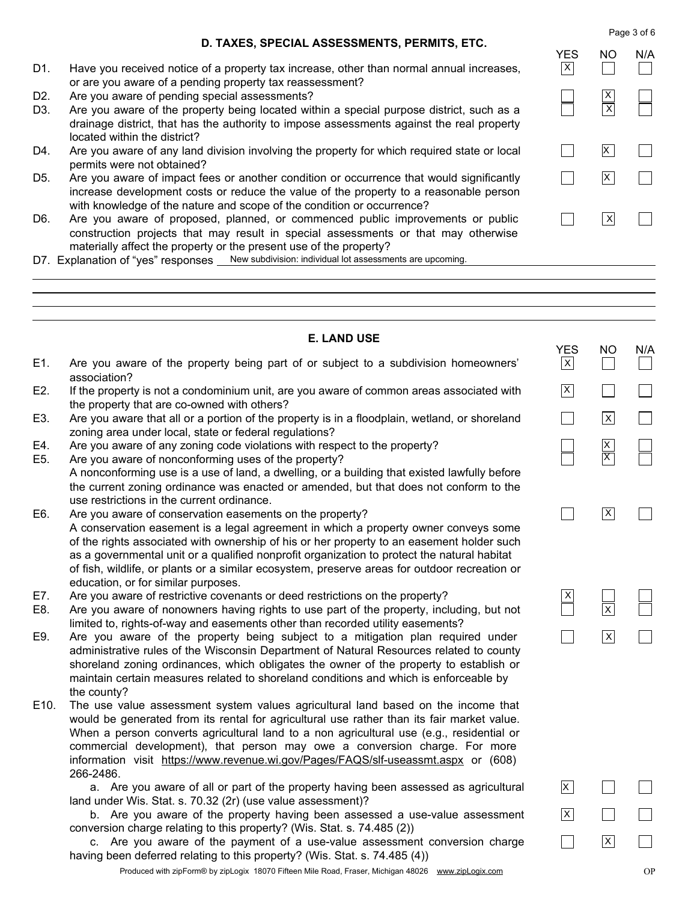## D. TAXES, SPECIAL ASSESSMENTS, PERMITS, ETC.

| | | YES | NO | N/A |
|---|---|---|---|---|
| D1. | Have you received notice of a property tax increase, other than normal annual increases, or are you aware of a pending property tax reassessment? | X | | |
| D2. | Are you aware of pending special assessments? | | X | |
| D3. | Are you aware of the property being located within a special purpose district, such as a drainage district, that has the authority to impose assessments against the real property located within the district? | | X | |
| D4. | Are you aware of any land division involving the property for which required state or local permits were not obtained? | | X | |
| D5. | Are you aware of impact fees or another condition or occurrence that would significantly increase development costs or reduce the value of the property to a reasonable person with knowledge of the nature and scope of the condition or occurrence? | | X | |
| D6. | Are you aware of proposed, planned, or commenced public improvements or public construction projects that may result in special assessments or that may otherwise materially affect the property or the present use of the property? | | X | |

D7. Explanation of "yes" responses New subdivision: individual lot assessments are upcoming.

## E. LAND USE

| | | YES | NO | N/A |
|---|---|---|---|---|
| E1. | Are you aware of the property being part of or subject to a subdivision homeowners' association? | X | | |
| E2. | If the property is not a condominium unit, are you aware of common areas associated with the property that are co-owned with others? | X | | |
| E3. | Are you aware that all or a portion of the property is in a floodplain, wetland, or shoreland zoning area under local, state or federal regulations? | | X | |
| E4. | Are you aware of any zoning code violations with respect to the property? | | X | |
| E5. | Are you aware of nonconforming uses of the property? A nonconforming use is a use of land, a dwelling, or a building that existed lawfully before the current zoning ordinance was enacted or amended, but that does not conform to the use restrictions in the current ordinance. | | X | |
| E6. | Are you aware of conservation easements on the property? A conservation easement is a legal agreement in which a property owner conveys some of the rights associated with ownership of his or her property to an easement holder such as a governmental unit or a qualified nonprofit organization to protect the natural habitat of fish, wildlife, or plants or a similar ecosystem, preserve areas for outdoor recreation or education, or for similar purposes. | | X | |
| E7. | Are you aware of restrictive covenants or deed restrictions on the property? | X | | |
| E8. | Are you aware of nonowners having rights to use part of the property, including, but not limited to, rights-of-way and easements other than recorded utility easements? | | X | |
| E9. | Are you aware of the property being subject to a mitigation plan required under administrative rules of the Wisconsin Department of Natural Resources related to county shoreland zoning ordinances, which obligates the owner of the property to establish or maintain certain measures related to shoreland conditions and which is enforceable by the county? | | X | |
| E10. | The use value assessment system values agricultural land based on the income that would be generated from its rental for agricultural use rather than its fair market value. When a person converts agricultural land to a non agricultural use (e.g., residential or commercial development), that person may owe a conversion charge. For more information visit https://www.revenue.wi.gov/Pages/FAQS/slf-useassmt.aspx or (608) 266-2486. | | | |
| | a. Are you aware of all or part of the property having been assessed as agricultural land under Wis. Stat. s. 70.32 (2r) (use value assessment)? | X | | |
| | b. Are you aware of the property having been assessed a use-value assessment conversion charge relating to this property? (Wis. Stat. s. 74.485 (2)) | X | | |
| | c. Are you aware of the payment of a use-value assessment conversion charge having been deferred relating to this property? (Wis. Stat. s. 74.485 (4)) | | X | |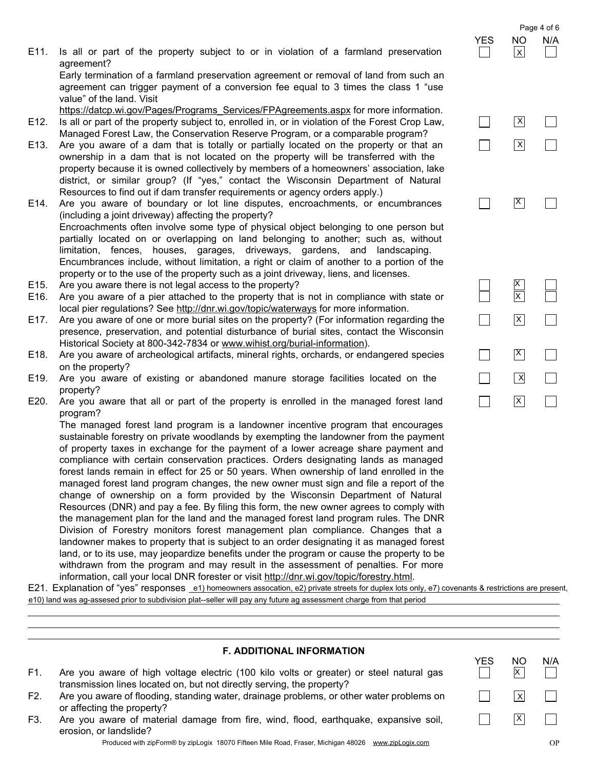| | | YES | NO | N/A |
|---|---|---|---|---|
| E11. | Is all or part of the property subject to or in violation of a farmland preservation agreement? Early termination of a farmland preservation agreement or removal of land from such an agreement can trigger payment of a conversion fee equal to 3 times the class 1 "use value" of the land. Visit https://datcp.wi.gov/Pages/Programs_Services/FPAgreements.aspx for more information. | ☐ | ☒ | ☐ |
| E12. | Is all or part of the property subject to, enrolled in, or in violation of the Forest Crop Law, Managed Forest Law, the Conservation Reserve Program, or a comparable program? | ☐ | ☒ | ☐ |
| E13. | Are you aware of a dam that is totally or partially located on the property or that an ownership in a dam that is not located on the property will be transferred with the property because it is owned collectively by members of a homeowners' association, lake district, or similar group? (If "yes," contact the Wisconsin Department of Natural Resources to find out if dam transfer requirements or agency orders apply.) | ☐ | ☒ | ☐ |
| E14. | Are you aware of boundary or lot line disputes, encroachments, or encumbrances (including a joint driveway) affecting the property? Encroachments often involve some type of physical object belonging to one person but partially located on or overlapping on land belonging to another; such as, without limitation, fences, houses, garages, driveways, gardens, and landscaping. Encumbrances include, without limitation, a right or claim of another to a portion of the property or to the use of the property such as a joint driveway, liens, and licenses. | ☐ | ☒ | ☐ |
| E15. | Are you aware there is not legal access to the property? | ☐ | ☒ | ☐ |
| E16. | Are you aware of a pier attached to the property that is not in compliance with state or local pier regulations? See http://dnr.wi.gov/topic/waterways for more information. | ☐ | ☒ | ☐ |
| E17. | Are you aware of one or more burial sites on the property? (For information regarding the presence, preservation, and potential disturbance of burial sites, contact the Wisconsin Historical Society at 800-342-7834 or www.wihist.org/burial-information). | ☐ | ☒ | ☐ |
| E18. | Are you aware of archeological artifacts, mineral rights, orchards, or endangered species on the property? | ☐ | ☒ | ☐ |
| E19. | Are you aware of existing or abandoned manure storage facilities located on the property? | ☐ | ☒ | ☐ |
| E20. | Are you aware that all or part of the property is enrolled in the managed forest land program? The managed forest land program is a landowner incentive program that encourages sustainable forestry on private woodlands by exempting the landowner from the payment of property taxes in exchange for the payment of a lower acreage share payment and compliance with certain conservation practices. Orders designating lands as managed forest lands remain in effect for 25 or 50 years. When ownership of land enrolled in the managed forest land program changes, the new owner must sign and file a report of the change of ownership on a form provided by the Wisconsin Department of Natural Resources (DNR) and pay a fee. By filing this form, the new owner agrees to comply with the management plan for the land and the managed forest land program rules. The DNR Division of Forestry monitors forest management plan compliance. Changes that a landowner makes to property that is subject to an order designating it as managed forest land, or to its use, may jeopardize benefits under the program or cause the property to be withdrawn from the program and may result in the assessment of penalties. For more information, call your local DNR forester or visit http://dnr.wi.gov/topic/forestry.html. | ☐ | ☒ | ☐ |

E21. Explanation of "yes" responses e1) homeowners assocation, e2) private streets for duplex lots only, e7) covenants & restrictions are present, e10) land was ag-assesed prior to subdivision plat--seller will pay any future ag assessment charge from that period

## F. ADDITIONAL INFORMATION

| | | YES | NO | N/A |
|---|---|---|---|---|
| F1. | Are you aware of high voltage electric (100 kilo volts or greater) or steel natural gas transmission lines located on, but not directly serving, the property? | ☐ | ☒ | ☐ |
| F2. | Are you aware of flooding, standing water, drainage problems, or other water problems on or affecting the property? | ☐ | ☒ | ☐ |
| F3. | Are you aware of material damage from fire, wind, flood, earthquake, expansive soil, erosion, or landslide? | ☐ | ☒ | ☐ |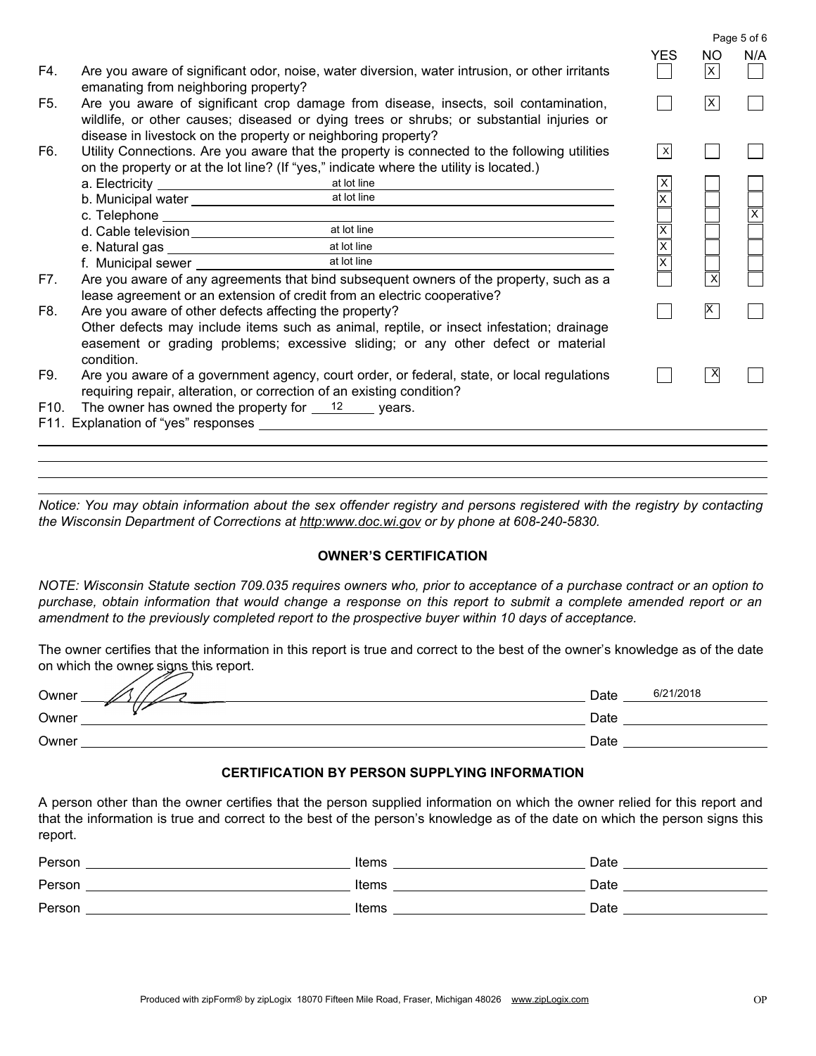| | | YES | NO | N/A |
|---|---|---|---|---|
| F4. | Are you aware of significant odor, noise, water diversion, water intrusion, or other irritants emanating from neighboring property? | ☐ | ☒ | ☐ |
| F5. | Are you aware of significant crop damage from disease, insects, soil contamination, wildlife, or other causes; diseased or dying trees or shrubs; or substantial injuries or disease in livestock on the property or neighboring property? | ☐ | ☒ | ☐ |
| F6. | Utility Connections. Are you aware that the property is connected to the following utilities on the property or at the lot line? (If "yes," indicate where the utility is located.) | ☒ | ☐ | ☐ |
| | a. Electricity at lot line | ☒ | ☐ | ☐ |
| | b. Municipal water at lot line | ☒ | ☐ | ☐ |
| | c. Telephone | ☐ | ☐ | ☒ |
| | d. Cable television at lot line | ☒ | ☐ | ☐ |
| | e. Natural gas at lot line | ☒ | ☐ | ☐ |
| | f. Municipal sewer at lot line | ☒ | ☐ | ☐ |
| F7. | Are you aware of any agreements that bind subsequent owners of the property, such as a lease agreement or an extension of credit from an electric cooperative? | ☐ | ☒ | ☐ |
| F8. | Are you aware of other defects affecting the property? Other defects may include items such as animal, reptile, or insect infestation; drainage easement or grading problems; excessive sliding; or any other defect or material condition. | ☐ | ☒ | ☐ |
| F9. | Are you aware of a government agency, court order, or federal, state, or local regulations requiring repair, alteration, or correction of an existing condition? | ☐ | ☒ | ☐ |

F10. The owner has owned the property for 12 years.

F11. Explanation of "yes" responses ______________________________

*Notice: You may obtain information about the sex offender registry and persons registered with the registry by contacting the Wisconsin Department of Corrections at http:www.doc.wi.gov or by phone at 608-240-5830.*

## OWNER'S CERTIFICATION

*NOTE: Wisconsin Statute section 709.035 requires owners who, prior to acceptance of a purchase contract or an option to purchase, obtain information that would change a response on this report to submit a complete amended report or an amendment to the previously completed report to the prospective buyer within 10 days of acceptance.*

The owner certifies that the information in this report is true and correct to the best of the owner's knowledge as of the date on which the owner signs this report.

Owner [signature] Date 6/21/2018

Owner ______________________ Date ____________

Owner ______________________ Date ____________

## CERTIFICATION BY PERSON SUPPLYING INFORMATION

A person other than the owner certifies that the person supplied information on which the owner relied for this report and that the information is true and correct to the best of the person's knowledge as of the date on which the person signs this report.

Person ______________ Items ______________ Date ____________

Person ______________ Items ______________ Date ____________

Person ______________ Items ______________ Date ____________

Produced with zipForm® by zipLogix 18070 Fifteen Mile Road, Fraser, Michigan 48026 www.zipLogix.com OP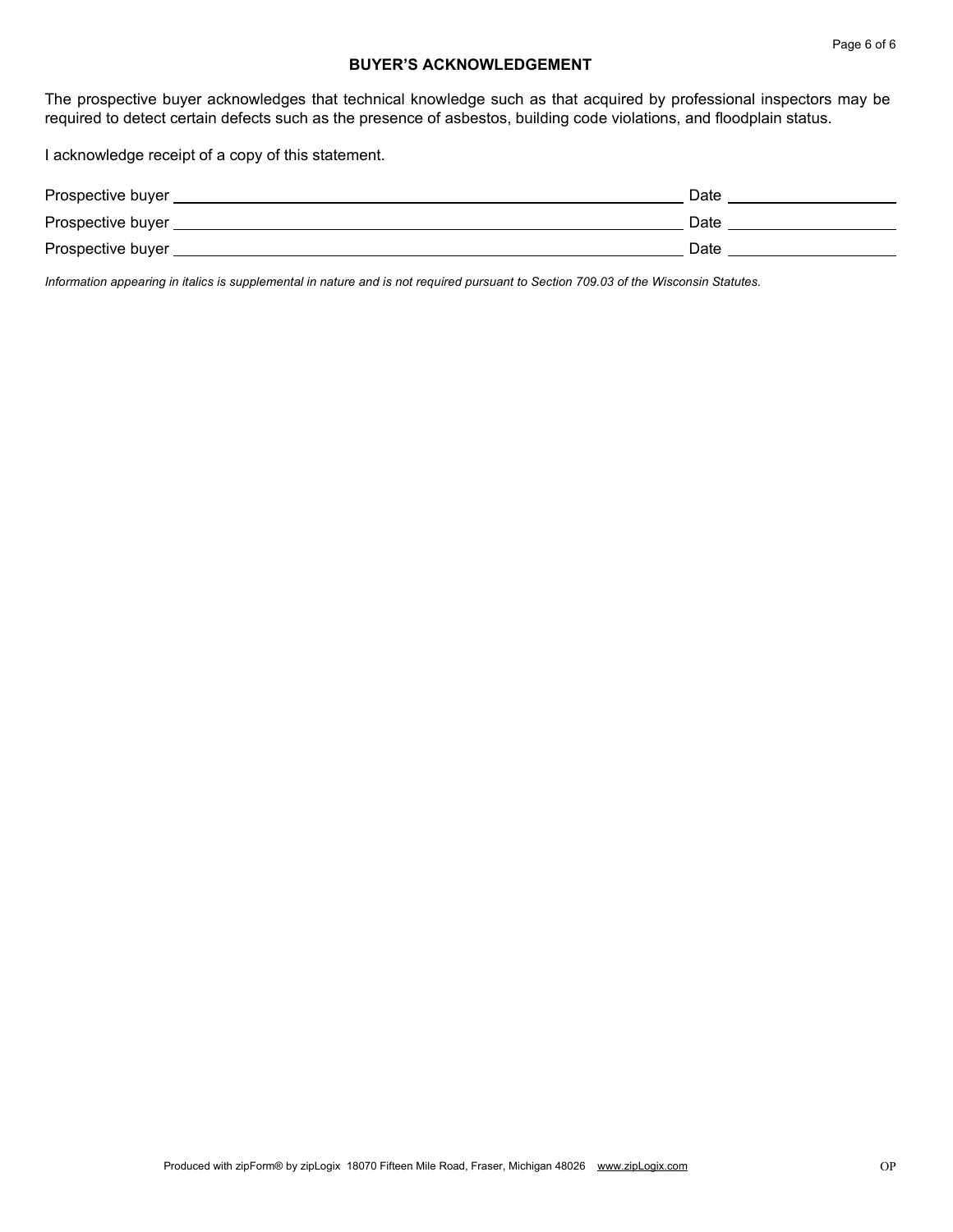## BUYER'S ACKNOWLEDGEMENT

The prospective buyer acknowledges that technical knowledge such as that acquired by professional inspectors may be required to detect certain defects such as the presence of asbestos, building code violations, and floodplain status.

I acknowledge receipt of a copy of this statement.

Prospective buyer ______________________________ Date ______________

Prospective buyer ______________________________ Date ______________

Prospective buyer ______________________________ Date ______________

*Information appearing in italics is supplemental in nature and is not required pursuant to Section 709.03 of the Wisconsin Statutes.*

Produced with zipForm® by zipLogix 18070 Fifteen Mile Road, Fraser, Michigan 48026 www.zipLogix.com OP